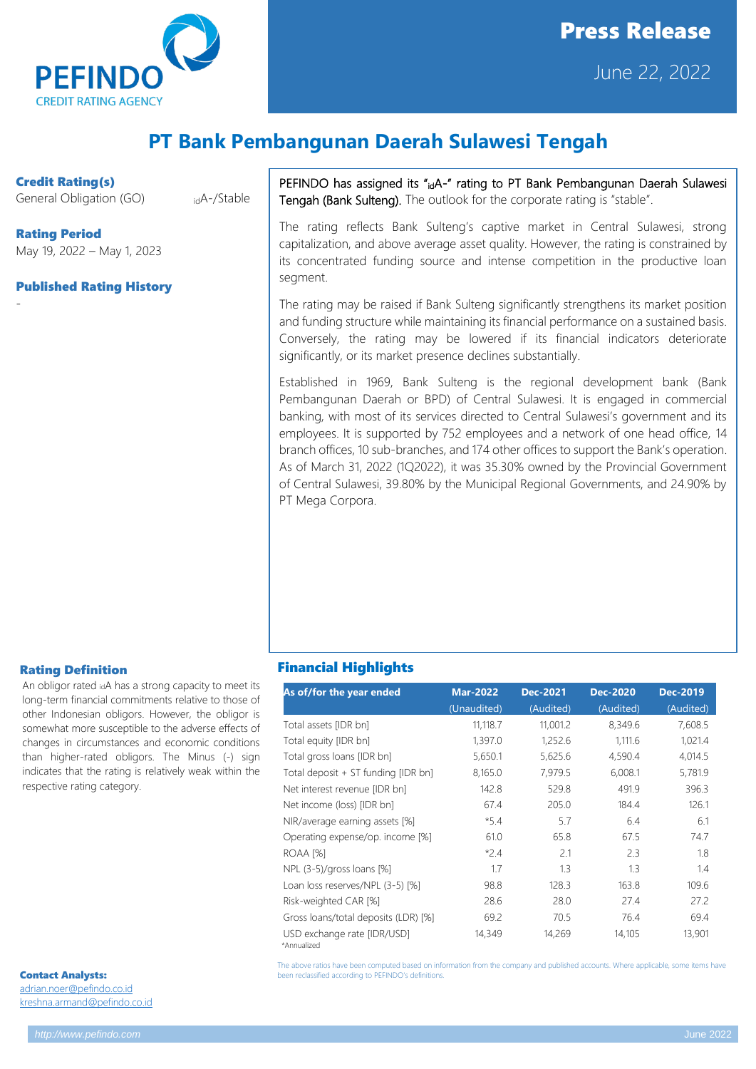PEFINDO CREDIT RATING AGENCY

# Press Release

June 22, 2022

## PT Bank Pembangunan Daerah Sulawesi Tengah

**Credit Rating(s)**

General Obligation (GO) $_{id}$A-/Stable

**Rating Period**

May 19, 2022 – May 1, 2023

**Published Rating History**

-

PEFINDO has assigned its "$_{id}$A-" rating to PT Bank Pembangunan Daerah Sulawesi Tengah (Bank Sulteng). The outlook for the corporate rating is "stable".

The rating reflects Bank Sulteng's captive market in Central Sulawesi, strong capitalization, and above average asset quality. However, the rating is constrained by its concentrated funding source and intense competition in the productive loan segment.

The rating may be raised if Bank Sulteng significantly strengthens its market position and funding structure while maintaining its financial performance on a sustained basis. Conversely, the rating may be lowered if its financial indicators deteriorate significantly, or its market presence declines substantially.

Established in 1969, Bank Sulteng is the regional development bank (Bank Pembangunan Daerah or BPD) of Central Sulawesi. It is engaged in commercial banking, with most of its services directed to Central Sulawesi's government and its employees. It is supported by 752 employees and a network of one head office, 14 branch offices, 10 sub-branches, and 174 other offices to support the Bank's operation. As of March 31, 2022 (1Q2022), it was 35.30% owned by the Provincial Government of Central Sulawesi, 39.80% by the Municipal Regional Governments, and 24.90% by PT Mega Corpora.

**Rating Definition**

An obligor rated $_{id}$A has a strong capacity to meet its long-term financial commitments relative to those of other Indonesian obligors. However, the obligor is somewhat more susceptible to the adverse effects of changes in circumstances and economic conditions than higher-rated obligors. The Minus (-) sign indicates that the rating is relatively weak within the respective rating category.

### Financial Highlights

| As of/for the year ended | Mar-2022 (Unaudited) | Dec-2021 (Audited) | Dec-2020 (Audited) | Dec-2019 (Audited) |
|---|---|---|---|---|
| Total assets [IDR bn] | 11,118.7 | 11,001.2 | 8,349.6 | 7,608.5 |
| Total equity [IDR bn] | 1,397.0 | 1,252.6 | 1,111.6 | 1,021.4 |
| Total gross loans [IDR bn] | 5,650.1 | 5,625.6 | 4,590.4 | 4,014.5 |
| Total deposit + ST funding [IDR bn] | 8,165.0 | 7,979.5 | 6,008.1 | 5,781.9 |
| Net interest revenue [IDR bn] | 142.8 | 529.8 | 491.9 | 396.3 |
| Net income (loss) [IDR bn] | 67.4 | 205.0 | 184.4 | 126.1 |
| NIR/average earning assets [%] | *5.4 | 5.7 | 6.4 | 6.1 |
| Operating expense/op. income [%] | 61.0 | 65.8 | 67.5 | 74.7 |
| ROAA [%] | *2.4 | 2.1 | 2.3 | 1.8 |
| NPL (3-5)/gross loans [%] | 1.7 | 1.3 | 1.3 | 1.4 |
| Loan loss reserves/NPL (3-5) [%] | 98.8 | 128.3 | 163.8 | 109.6 |
| Risk-weighted CAR [%] | 28.6 | 28.0 | 27.4 | 27.2 |
| Gross loans/total deposits (LDR) [%] | 69.2 | 70.5 | 76.4 | 69.4 |
| USD exchange rate [IDR/USD] | 14,349 | 14,269 | 14,105 | 13,901 |

*Annualized

The above ratios have been computed based on information from the company and published accounts. Where applicable, some items have been reclassified according to PEFINDO's definitions.

**Contact Analysts:**

adrian.noer@pefindo.co.id

kreshna.armand@pefindo.co.id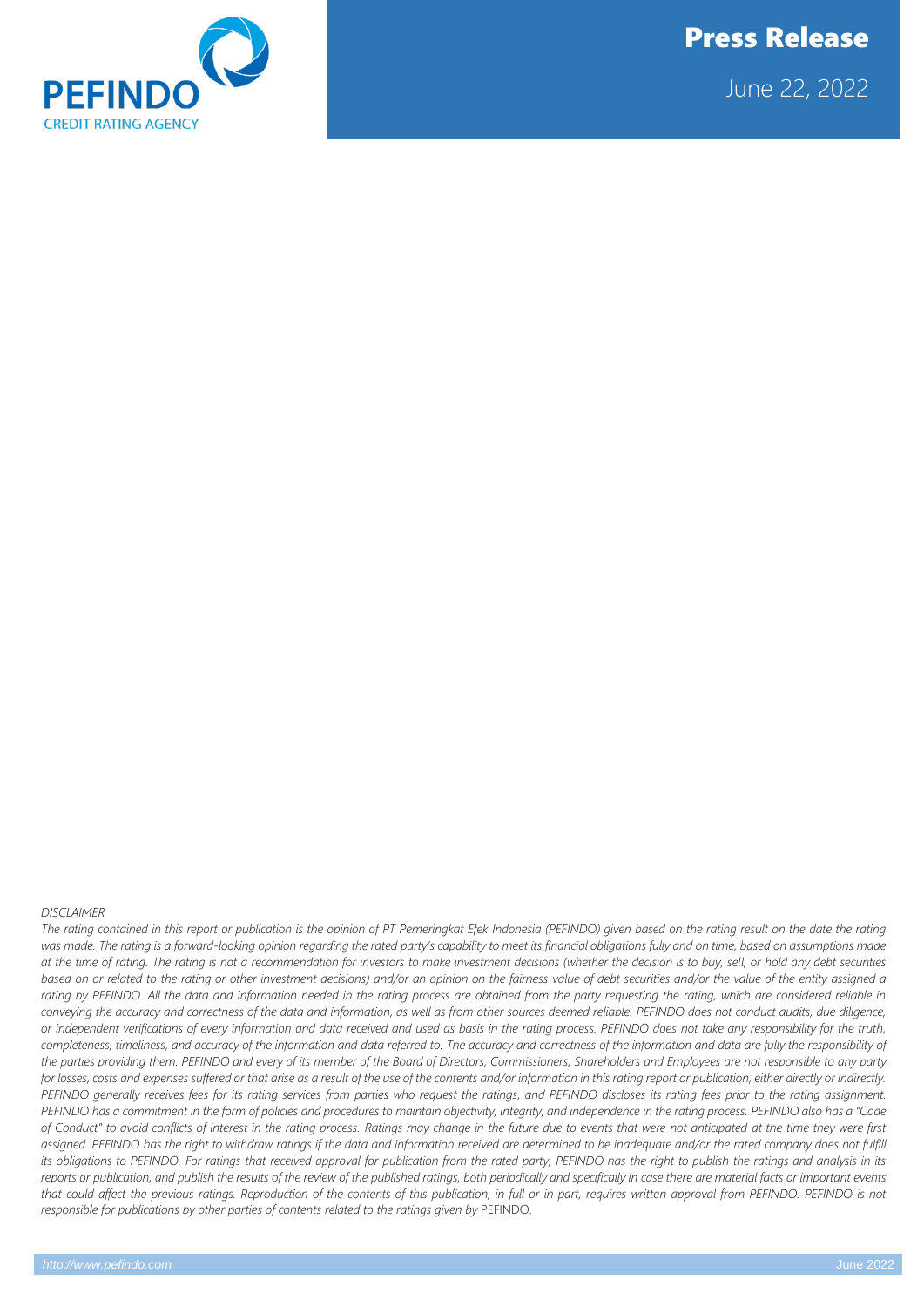*DISCLAIMER*

*The rating contained in this report or publication is the opinion of PT Pemeringkat Efek Indonesia (PEFINDO) given based on the rating result on the date the rating was made. The rating is a forward-looking opinion regarding the rated party's capability to meet its financial obligations fully and on time, based on assumptions made at the time of rating. The rating is not a recommendation for investors to make investment decisions (whether the decision is to buy, sell, or hold any debt securities based on or related to the rating or other investment decisions) and/or an opinion on the fairness value of debt securities and/or the value of the entity assigned a rating by PEFINDO. All the data and information needed in the rating process are obtained from the party requesting the rating, which are considered reliable in conveying the accuracy and correctness of the data and information, as well as from other sources deemed reliable. PEFINDO does not conduct audits, due diligence, or independent verifications of every information and data received and used as basis in the rating process. PEFINDO does not take any responsibility for the truth, completeness, timeliness, and accuracy of the information and data referred to. The accuracy and correctness of the information and data are fully the responsibility of the parties providing them. PEFINDO and every of its member of the Board of Directors, Commissioners, Shareholders and Employees are not responsible to any party for losses, costs and expenses suffered or that arise as a result of the use of the contents and/or information in this rating report or publication, either directly or indirectly. PEFINDO generally receives fees for its rating services from parties who request the ratings, and PEFINDO discloses its rating fees prior to the rating assignment. PEFINDO has a commitment in the form of policies and procedures to maintain objectivity, integrity, and independence in the rating process. PEFINDO also has a "Code of Conduct" to avoid conflicts of interest in the rating process. Ratings may change in the future due to events that were not anticipated at the time they were first assigned. PEFINDO has the right to withdraw ratings if the data and information received are determined to be inadequate and/or the rated company does not fulfill its obligations to PEFINDO. For ratings that received approval for publication from the rated party, PEFINDO has the right to publish the ratings and analysis in its reports or publication, and publish the results of the review of the published ratings, both periodically and specifically in case there are material facts or important events that could affect the previous ratings. Reproduction of the contents of this publication, in full or in part, requires written approval from PEFINDO. PEFINDO is not responsible for publications by other parties of contents related to the ratings given by* PEFINDO.